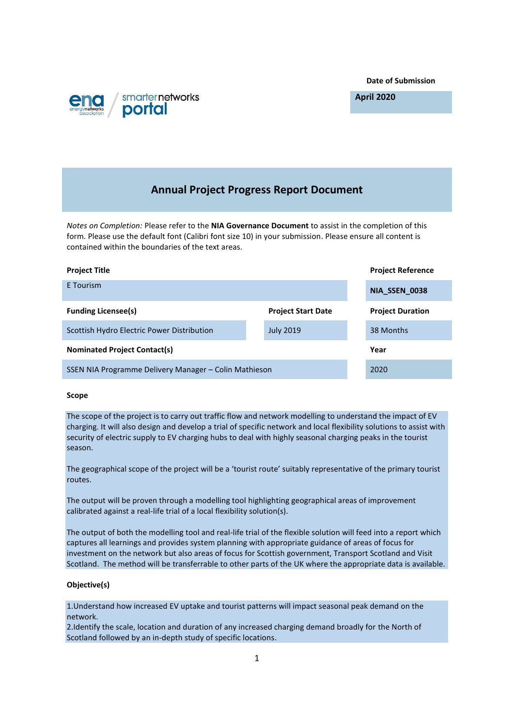**Date of Submission**

**April 2020**

# Annual Project Progress Report Document

*Notes on Completion:* Please refer to the **NIA Governance Document** to assist in the completion of this form. Please use the default font (Calibri font size 10) in your submission. Please ensure all content is contained within the boundaries of the text areas.

| **Project Title** | | **Project Reference** |
|---|---|---|
| E Tourism | | **NIA_SSEN_0038** |
| **Funding Licensee(s)** | **Project Start Date** | **Project Duration** |
| Scottish Hydro Electric Power Distribution | July 2019 | 38 Months |
| **Nominated Project Contact(s)** | | **Year** |
| SSEN NIA Programme Delivery Manager – Colin Mathieson | | 2020 |

**Scope**

The scope of the project is to carry out traffic flow and network modelling to understand the impact of EV charging. It will also design and develop a trial of specific network and local flexibility solutions to assist with security of electric supply to EV charging hubs to deal with highly seasonal charging peaks in the tourist season.

The geographical scope of the project will be a 'tourist route' suitably representative of the primary tourist routes.

The output will be proven through a modelling tool highlighting geographical areas of improvement calibrated against a real-life trial of a local flexibility solution(s).

The output of both the modelling tool and real-life trial of the flexible solution will feed into a report which captures all learnings and provides system planning with appropriate guidance of areas of focus for investment on the network but also areas of focus for Scottish government, Transport Scotland and Visit Scotland. The method will be transferrable to other parts of the UK where the appropriate data is available.

**Objective(s)**

1.Understand how increased EV uptake and tourist patterns will impact seasonal peak demand on the network.
2.Identify the scale, location and duration of any increased charging demand broadly for the North of Scotland followed by an in-depth study of specific locations.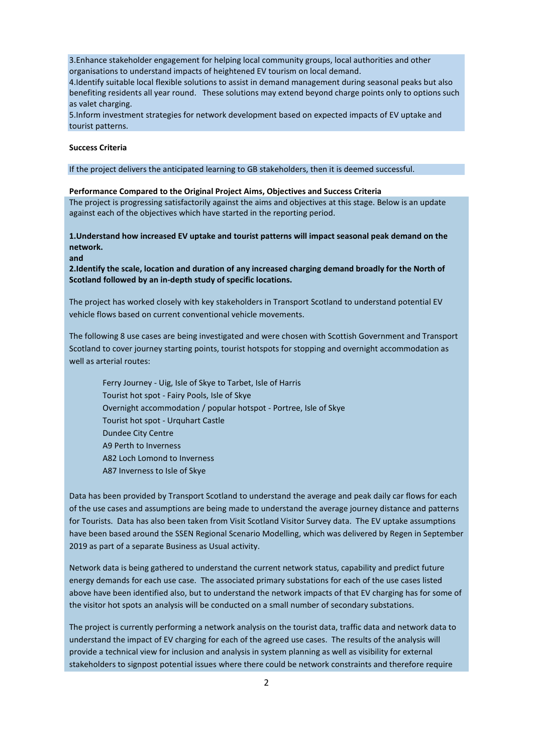3.Enhance stakeholder engagement for helping local community groups, local authorities and other organisations to understand impacts of heightened EV tourism on local demand.
4.Identify suitable local flexible solutions to assist in demand management during seasonal peaks but also benefiting residents all year round. These solutions may extend beyond charge points only to options such as valet charging.
5.Inform investment strategies for network development based on expected impacts of EV uptake and tourist patterns.

**Success Criteria**

If the project delivers the anticipated learning to GB stakeholders, then it is deemed successful.

**Performance Compared to the Original Project Aims, Objectives and Success Criteria**

The project is progressing satisfactorily against the aims and objectives at this stage. Below is an update against each of the objectives which have started in the reporting period.

**1.Understand how increased EV uptake and tourist patterns will impact seasonal peak demand on the network.**
**and**
**2.Identify the scale, location and duration of any increased charging demand broadly for the North of Scotland followed by an in-depth study of specific locations.**

The project has worked closely with key stakeholders in Transport Scotland to understand potential EV vehicle flows based on current conventional vehicle movements.

The following 8 use cases are being investigated and were chosen with Scottish Government and Transport Scotland to cover journey starting points, tourist hotspots for stopping and overnight accommodation as well as arterial routes:

- Ferry Journey - Uig, Isle of Skye to Tarbet, Isle of Harris
- Tourist hot spot - Fairy Pools, Isle of Skye
- Overnight accommodation / popular hotspot - Portree, Isle of Skye
- Tourist hot spot - Urquhart Castle
- Dundee City Centre
- A9 Perth to Inverness
- A82 Loch Lomond to Inverness
- A87 Inverness to Isle of Skye

Data has been provided by Transport Scotland to understand the average and peak daily car flows for each of the use cases and assumptions are being made to understand the average journey distance and patterns for Tourists. Data has also been taken from Visit Scotland Visitor Survey data. The EV uptake assumptions have been based around the SSEN Regional Scenario Modelling, which was delivered by Regen in September 2019 as part of a separate Business as Usual activity.

Network data is being gathered to understand the current network status, capability and predict future energy demands for each use case. The associated primary substations for each of the use cases listed above have been identified also, but to understand the network impacts of that EV charging has for some of the visitor hot spots an analysis will be conducted on a small number of secondary substations.

The project is currently performing a network analysis on the tourist data, traffic data and network data to understand the impact of EV charging for each of the agreed use cases. The results of the analysis will provide a technical view for inclusion and analysis in system planning as well as visibility for external stakeholders to signpost potential issues where there could be network constraints and therefore require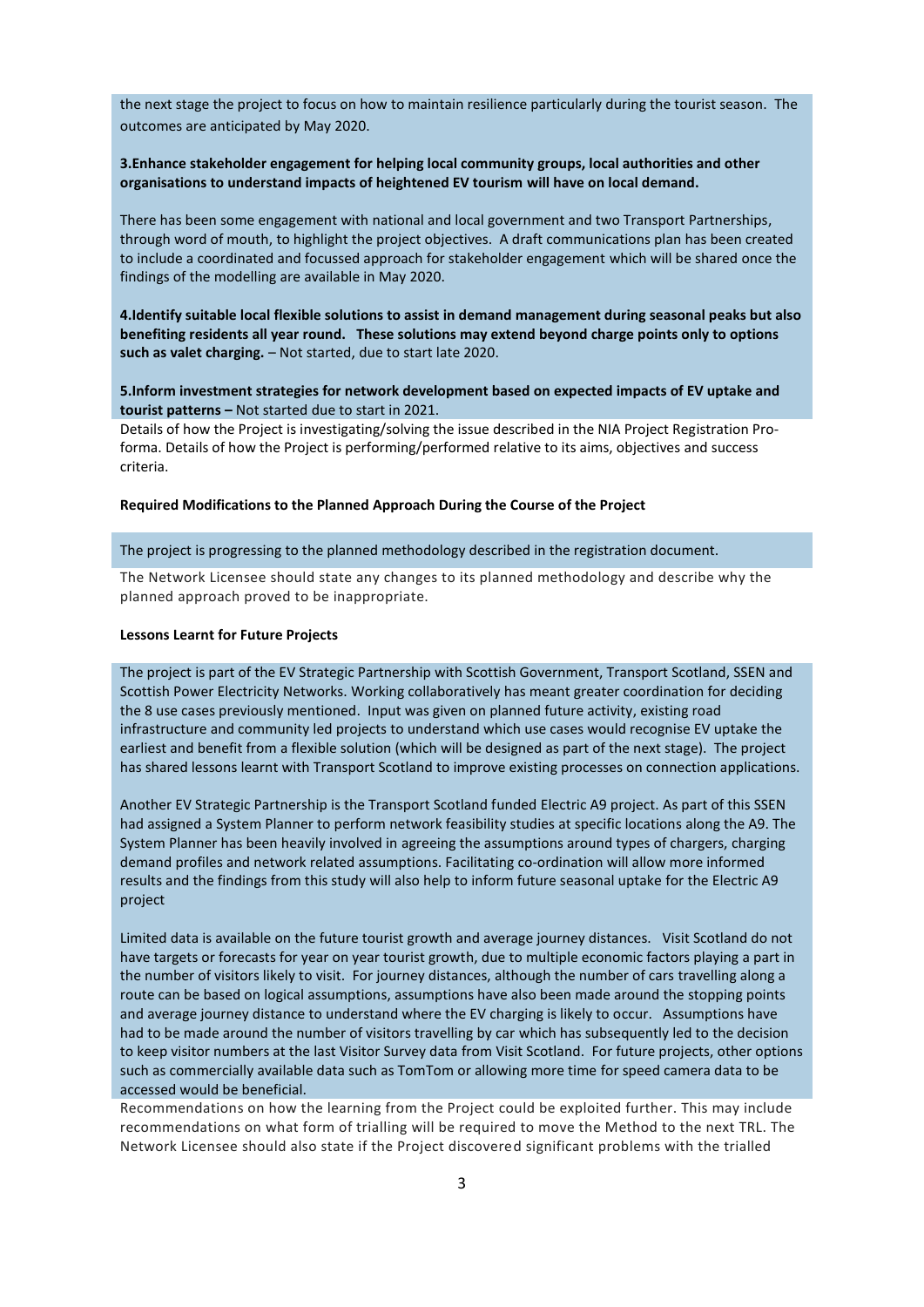the next stage the project to focus on how to maintain resilience particularly during the tourist season. The outcomes are anticipated by May 2020.

**3.Enhance stakeholder engagement for helping local community groups, local authorities and other organisations to understand impacts of heightened EV tourism will have on local demand.**

There has been some engagement with national and local government and two Transport Partnerships, through word of mouth, to highlight the project objectives. A draft communications plan has been created to include a coordinated and focussed approach for stakeholder engagement which will be shared once the findings of the modelling are available in May 2020.

**4.Identify suitable local flexible solutions to assist in demand management during seasonal peaks but also benefiting residents all year round. These solutions may extend beyond charge points only to options such as valet charging.** – Not started, due to start late 2020.

**5.Inform investment strategies for network development based on expected impacts of EV uptake and tourist patterns –** Not started due to start in 2021.

Details of how the Project is investigating/solving the issue described in the NIA Project Registration Pro-forma. Details of how the Project is performing/performed relative to its aims, objectives and success criteria.

**Required Modifications to the Planned Approach During the Course of the Project**

The project is progressing to the planned methodology described in the registration document.

The Network Licensee should state any changes to its planned methodology and describe why the planned approach proved to be inappropriate.

**Lessons Learnt for Future Projects**

The project is part of the EV Strategic Partnership with Scottish Government, Transport Scotland, SSEN and Scottish Power Electricity Networks. Working collaboratively has meant greater coordination for deciding the 8 use cases previously mentioned. Input was given on planned future activity, existing road infrastructure and community led projects to understand which use cases would recognise EV uptake the earliest and benefit from a flexible solution (which will be designed as part of the next stage). The project has shared lessons learnt with Transport Scotland to improve existing processes on connection applications.

Another EV Strategic Partnership is the Transport Scotland funded Electric A9 project. As part of this SSEN had assigned a System Planner to perform network feasibility studies at specific locations along the A9. The System Planner has been heavily involved in agreeing the assumptions around types of chargers, charging demand profiles and network related assumptions. Facilitating co-ordination will allow more informed results and the findings from this study will also help to inform future seasonal uptake for the Electric A9 project

Limited data is available on the future tourist growth and average journey distances. Visit Scotland do not have targets or forecasts for year on year tourist growth, due to multiple economic factors playing a part in the number of visitors likely to visit. For journey distances, although the number of cars travelling along a route can be based on logical assumptions, assumptions have also been made around the stopping points and average journey distance to understand where the EV charging is likely to occur. Assumptions have had to be made around the number of visitors travelling by car which has subsequently led to the decision to keep visitor numbers at the last Visitor Survey data from Visit Scotland. For future projects, other options such as commercially available data such as TomTom or allowing more time for speed camera data to be accessed would be beneficial.

Recommendations on how the learning from the Project could be exploited further. This may include recommendations on what form of trialling will be required to move the Method to the next TRL. The Network Licensee should also state if the Project discovered significant problems with the trialled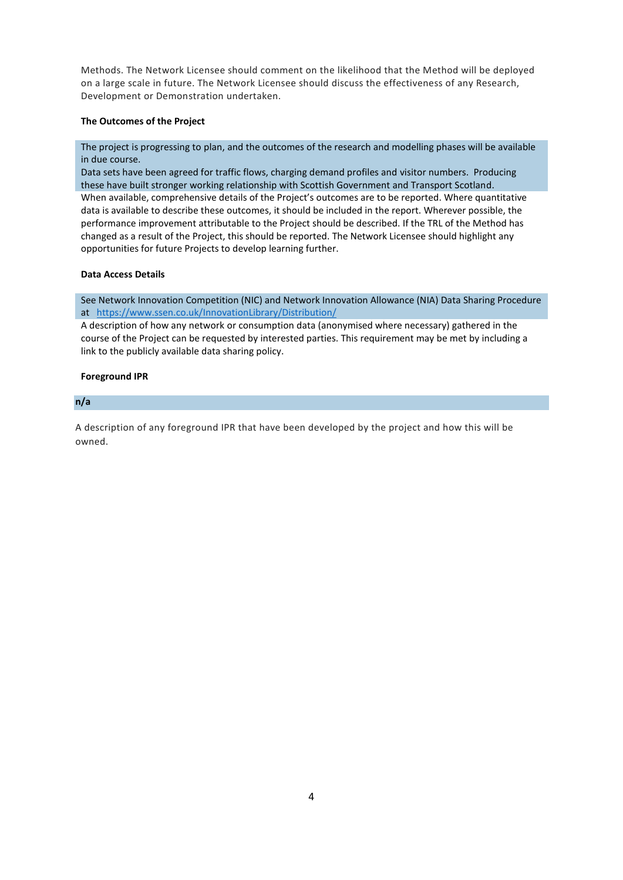Methods. The Network Licensee should comment on the likelihood that the Method will be deployed on a large scale in future. The Network Licensee should discuss the effectiveness of any Research, Development or Demonstration undertaken.

**The Outcomes of the Project**

The project is progressing to plan, and the outcomes of the research and modelling phases will be available in due course.

Data sets have been agreed for traffic flows, charging demand profiles and visitor numbers. Producing these have built stronger working relationship with Scottish Government and Transport Scotland.

When available, comprehensive details of the Project's outcomes are to be reported. Where quantitative data is available to describe these outcomes, it should be included in the report. Wherever possible, the performance improvement attributable to the Project should be described. If the TRL of the Method has changed as a result of the Project, this should be reported. The Network Licensee should highlight any opportunities for future Projects to develop learning further.

**Data Access Details**

See Network Innovation Competition (NIC) and Network Innovation Allowance (NIA) Data Sharing Procedure at https://www.ssen.co.uk/InnovationLibrary/Distribution/

A description of how any network or consumption data (anonymised where necessary) gathered in the course of the Project can be requested by interested parties. This requirement may be met by including a link to the publicly available data sharing policy.

**Foreground IPR**

**n/a**

A description of any foreground IPR that have been developed by the project and how this will be owned.